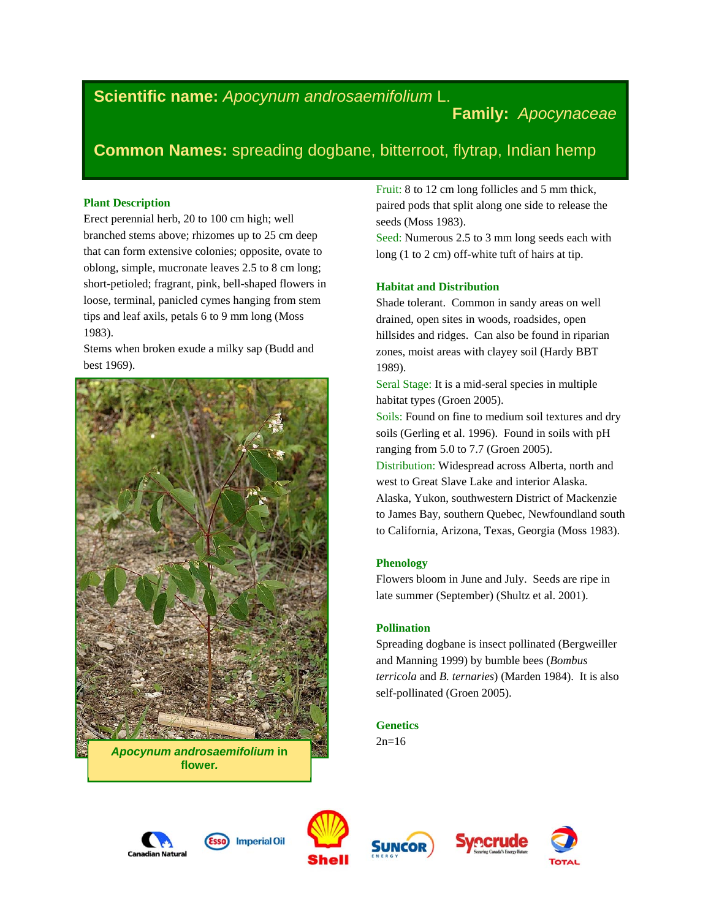**Scientific name:** *Apocynum androsaemifolium* L.

**Family:** *Apocynaceae*

**Common Names:** spreading dogbane, bitterroot, flytrap, Indian hemp

## Plant Description

Erect perennial herb, 20 to 100 cm high; well branched stems above; rhizomes up to 25 cm deep that can form extensive colonies; opposite, ovate to oblong, simple, mucronate leaves 2.5 to 8 cm long; short-petioled; fragrant, pink, bell-shaped flowers in loose, terminal, panicled cymes hanging from stem tips and leaf axils, petals 6 to 9 mm long (Moss 1983).

Stems when broken exude a milky sap (Budd and best 1969).

***Apocynum androsaemifolium* in flower.**

Fruit: 8 to 12 cm long follicles and 5 mm thick, paired pods that split along one side to release the seeds (Moss 1983).

Seed: Numerous 2.5 to 3 mm long seeds each with long (1 to 2 cm) off-white tuft of hairs at tip.

## Habitat and Distribution

Shade tolerant. Common in sandy areas on well drained, open sites in woods, roadsides, open hillsides and ridges. Can also be found in riparian zones, moist areas with clayey soil (Hardy BBT 1989).

Seral Stage: It is a mid-seral species in multiple habitat types (Groen 2005).

Soils: Found on fine to medium soil textures and dry soils (Gerling et al. 1996). Found in soils with pH ranging from 5.0 to 7.7 (Groen 2005).

Distribution: Widespread across Alberta, north and west to Great Slave Lake and interior Alaska. Alaska, Yukon, southwestern District of Mackenzie to James Bay, southern Quebec, Newfoundland south to California, Arizona, Texas, Georgia (Moss 1983).

## Phenology

Flowers bloom in June and July. Seeds are ripe in late summer (September) (Shultz et al. 2001).

## Pollination

Spreading dogbane is insect pollinated (Bergweiller and Manning 1999) by bumble bees (*Bombus terricola* and *B. ternaries*) (Marden 1984). It is also self-pollinated (Groen 2005).

## Genetics

2n=16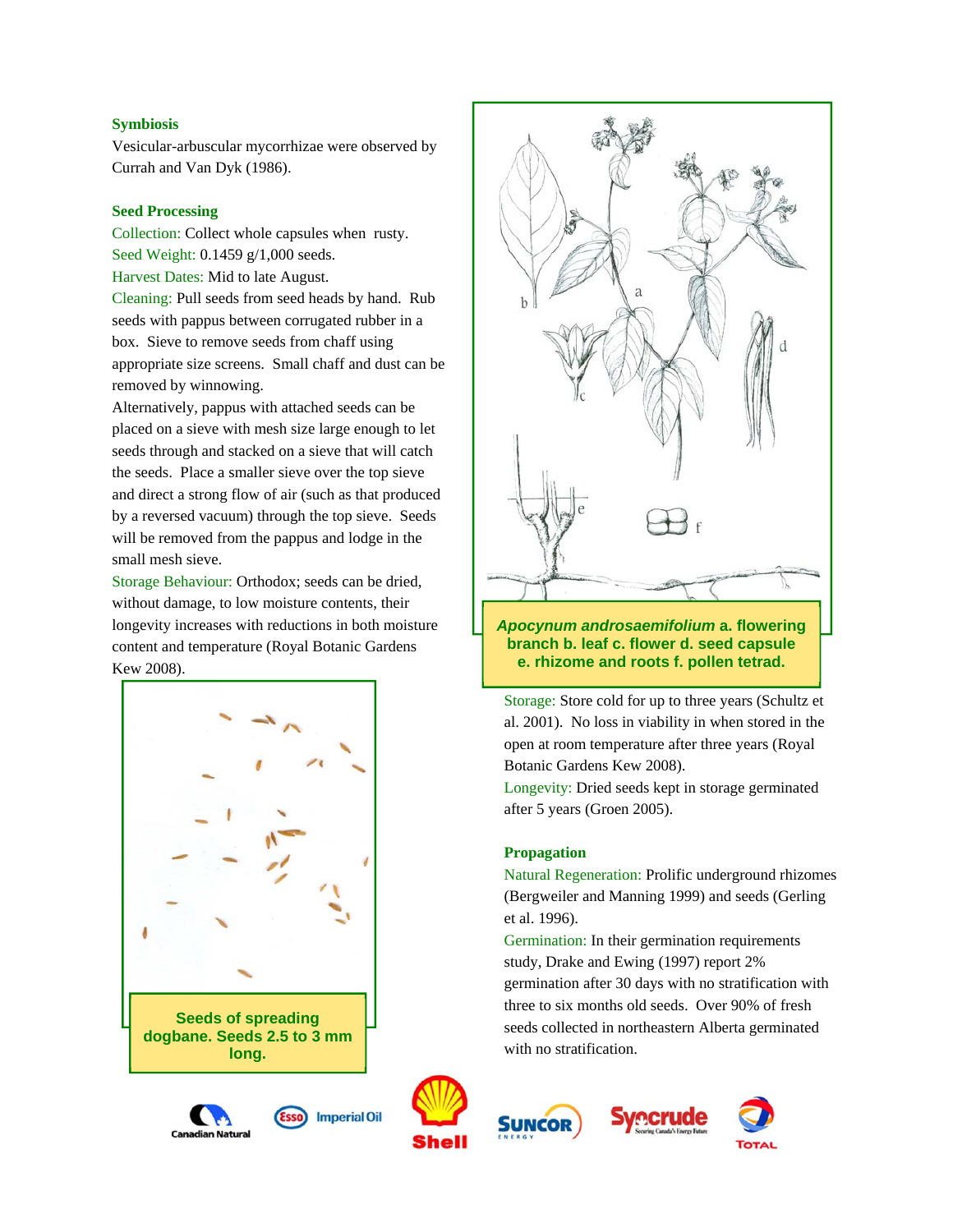### Symbiosis

Vesicular-arbuscular mycorrhizae were observed by Currah and Van Dyk (1986).

### Seed Processing

Collection: Collect whole capsules when rusty.
Seed Weight: 0.1459 g/1,000 seeds.
Harvest Dates: Mid to late August.
Cleaning: Pull seeds from seed heads by hand. Rub seeds with pappus between corrugated rubber in a box. Sieve to remove seeds from chaff using appropriate size screens. Small chaff and dust can be removed by winnowing.
Alternatively, pappus with attached seeds can be placed on a sieve with mesh size large enough to let seeds through and stacked on a sieve that will catch the seeds. Place a smaller sieve over the top sieve and direct a strong flow of air (such as that produced by a reversed vacuum) through the top sieve. Seeds will be removed from the pappus and lodge in the small mesh sieve.
Storage Behaviour: Orthodox; seeds can be dried, without damage, to low moisture contents, their longevity increases with reductions in both moisture content and temperature (Royal Botanic Gardens Kew 2008).

**Seeds of spreading dogbane. Seeds 2.5 to 3 mm long.**

***Apocynum androsaemifolium* a. flowering branch b. leaf c. flower d. seed capsule e. rhizome and roots f. pollen tetrad.**

Storage: Store cold for up to three years (Schultz et al. 2001). No loss in viability in when stored in the open at room temperature after three years (Royal Botanic Gardens Kew 2008).
Longevity: Dried seeds kept in storage germinated after 5 years (Groen 2005).

### Propagation

Natural Regeneration: Prolific underground rhizomes (Bergweiler and Manning 1999) and seeds (Gerling et al. 1996).
Germination: In their germination requirements study, Drake and Ewing (1997) report 2% germination after 30 days with no stratification with three to six months old seeds. Over 90% of fresh seeds collected in northeastern Alberta germinated with no stratification.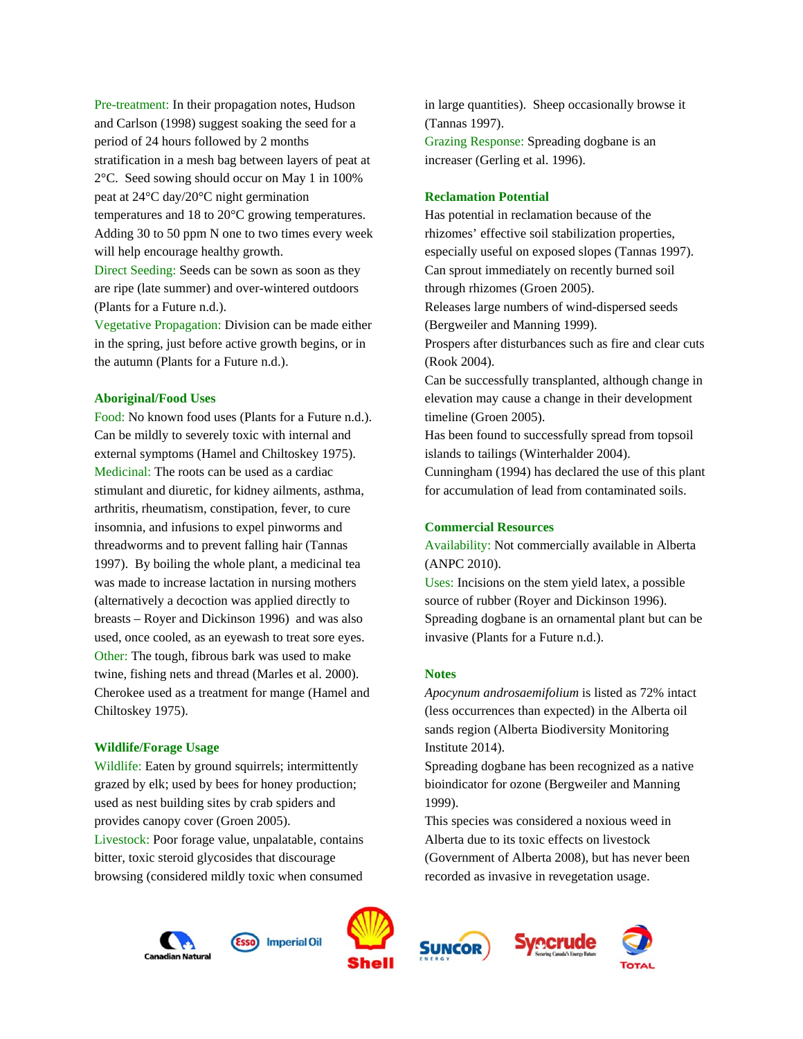Pre-treatment: In their propagation notes, Hudson and Carlson (1998) suggest soaking the seed for a period of 24 hours followed by 2 months stratification in a mesh bag between layers of peat at 2°C. Seed sowing should occur on May 1 in 100% peat at 24°C day/20°C night germination temperatures and 18 to 20°C growing temperatures. Adding 30 to 50 ppm N one to two times every week will help encourage healthy growth.

Direct Seeding: Seeds can be sown as soon as they are ripe (late summer) and over-wintered outdoors (Plants for a Future n.d.).

Vegetative Propagation: Division can be made either in the spring, just before active growth begins, or in the autumn (Plants for a Future n.d.).

## Aboriginal/Food Uses

Food: No known food uses (Plants for a Future n.d.). Can be mildly to severely toxic with internal and external symptoms (Hamel and Chiltoskey 1975).

Medicinal: The roots can be used as a cardiac stimulant and diuretic, for kidney ailments, asthma, arthritis, rheumatism, constipation, fever, to cure insomnia, and infusions to expel pinworms and threadworms and to prevent falling hair (Tannas 1997). By boiling the whole plant, a medicinal tea was made to increase lactation in nursing mothers (alternatively a decoction was applied directly to breasts – Royer and Dickinson 1996) and was also used, once cooled, as an eyewash to treat sore eyes.

Other: The tough, fibrous bark was used to make twine, fishing nets and thread (Marles et al. 2000). Cherokee used as a treatment for mange (Hamel and Chiltoskey 1975).

## Wildlife/Forage Usage

Wildlife: Eaten by ground squirrels; intermittently grazed by elk; used by bees for honey production; used as nest building sites by crab spiders and provides canopy cover (Groen 2005).

Livestock: Poor forage value, unpalatable, contains bitter, toxic steroid glycosides that discourage browsing (considered mildly toxic when consumed in large quantities). Sheep occasionally browse it (Tannas 1997).

Grazing Response: Spreading dogbane is an increaser (Gerling et al. 1996).

## Reclamation Potential

Has potential in reclamation because of the rhizomes' effective soil stabilization properties, especially useful on exposed slopes (Tannas 1997).

Can sprout immediately on recently burned soil through rhizomes (Groen 2005).

Releases large numbers of wind-dispersed seeds (Bergweiler and Manning 1999).

Prospers after disturbances such as fire and clear cuts (Rook 2004).

Can be successfully transplanted, although change in elevation may cause a change in their development timeline (Groen 2005).

Has been found to successfully spread from topsoil islands to tailings (Winterhalder 2004).

Cunningham (1994) has declared the use of this plant for accumulation of lead from contaminated soils.

## Commercial Resources

Availability: Not commercially available in Alberta (ANPC 2010).

Uses: Incisions on the stem yield latex, a possible source of rubber (Royer and Dickinson 1996). Spreading dogbane is an ornamental plant but can be invasive (Plants for a Future n.d.).

## Notes

*Apocynum androsaemifolium* is listed as 72% intact (less occurrences than expected) in the Alberta oil sands region (Alberta Biodiversity Monitoring Institute 2014).

Spreading dogbane has been recognized as a native bioindicator for ozone (Bergweiler and Manning 1999).

This species was considered a noxious weed in Alberta due to its toxic effects on livestock (Government of Alberta 2008), but has never been recorded as invasive in revegetation usage.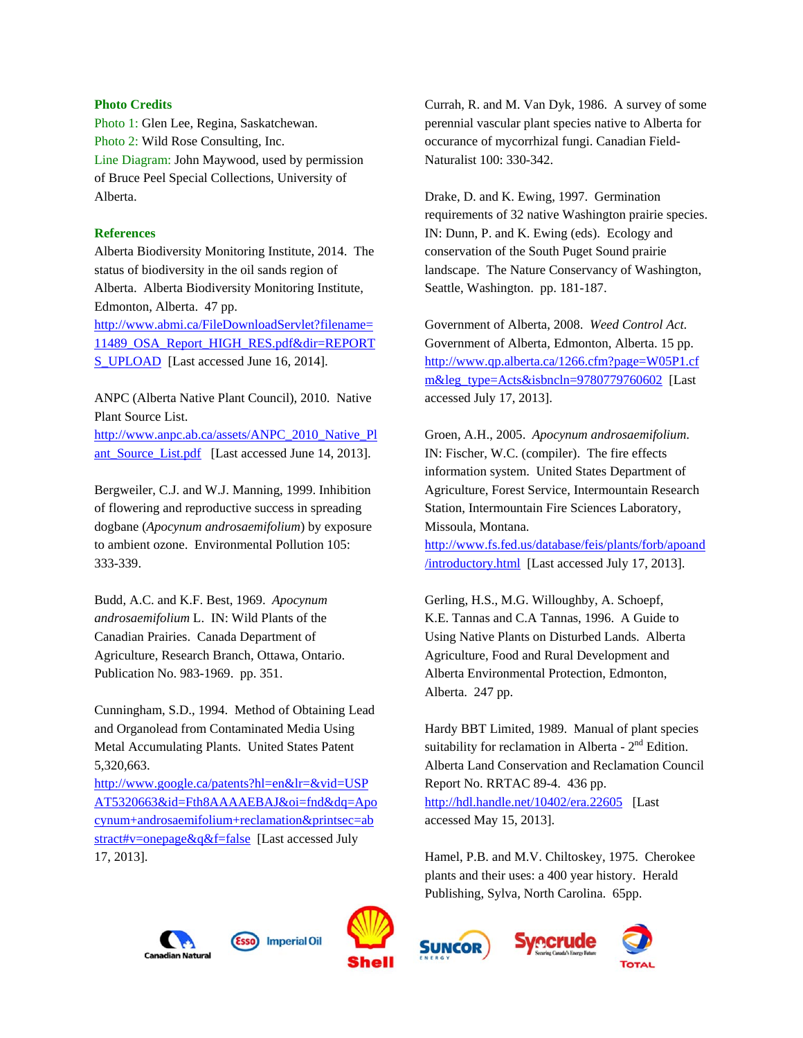**Photo Credits**

Photo 1: Glen Lee, Regina, Saskatchewan.
Photo 2: Wild Rose Consulting, Inc.
Line Diagram: John Maywood, used by permission of Bruce Peel Special Collections, University of Alberta.

**References**

Alberta Biodiversity Monitoring Institute, 2014. The status of biodiversity in the oil sands region of Alberta. Alberta Biodiversity Monitoring Institute, Edmonton, Alberta. 47 pp. http://www.abmi.ca/FileDownloadServlet?filename=11489_OSA_Report_HIGH_RES.pdf&dir=REPORTS_UPLOAD [Last accessed June 16, 2014].

ANPC (Alberta Native Plant Council), 2010. Native Plant Source List. http://www.anpc.ab.ca/assets/ANPC_2010_Native_Plant_Source_List.pdf [Last accessed June 14, 2013].

Bergweiler, C.J. and W.J. Manning, 1999. Inhibition of flowering and reproductive success in spreading dogbane (*Apocynum androsaemifolium*) by exposure to ambient ozone. Environmental Pollution 105: 333-339.

Budd, A.C. and K.F. Best, 1969. *Apocynum androsaemifolium* L. IN: Wild Plants of the Canadian Prairies. Canada Department of Agriculture, Research Branch, Ottawa, Ontario. Publication No. 983-1969. pp. 351.

Cunningham, S.D., 1994. Method of Obtaining Lead and Organolead from Contaminated Media Using Metal Accumulating Plants. United States Patent 5,320,663. http://www.google.ca/patents?hl=en&lr=&vid=USPAT5320663&id=Fth8AAAAEBAJ&oi=fnd&dq=Apocynum+androsaemifolium+reclamation&printsec=abstract#v=onepage&q&f=false [Last accessed July 17, 2013].

Currah, R. and M. Van Dyk, 1986. A survey of some perennial vascular plant species native to Alberta for occurance of mycorrhizal fungi. Canadian Field-Naturalist 100: 330-342.

Drake, D. and K. Ewing, 1997. Germination requirements of 32 native Washington prairie species. IN: Dunn, P. and K. Ewing (eds). Ecology and conservation of the South Puget Sound prairie landscape. The Nature Conservancy of Washington, Seattle, Washington. pp. 181-187.

Government of Alberta, 2008. *Weed Control Act*. Government of Alberta, Edmonton, Alberta. 15 pp. http://www.qp.alberta.ca/1266.cfm?page=W05P1.cfm&leg_type=Acts&isbncln=9780779760602 [Last accessed July 17, 2013].

Groen, A.H., 2005. *Apocynum androsaemifolium*. IN: Fischer, W.C. (compiler). The fire effects information system. United States Department of Agriculture, Forest Service, Intermountain Research Station, Intermountain Fire Sciences Laboratory, Missoula, Montana. http://www.fs.fed.us/database/feis/plants/forb/apoand/introductory.html [Last accessed July 17, 2013].

Gerling, H.S., M.G. Willoughby, A. Schoepf, K.E. Tannas and C.A Tannas, 1996. A Guide to Using Native Plants on Disturbed Lands. Alberta Agriculture, Food and Rural Development and Alberta Environmental Protection, Edmonton, Alberta. 247 pp.

Hardy BBT Limited, 1989. Manual of plant species suitability for reclamation in Alberta - 2nd Edition. Alberta Land Conservation and Reclamation Council Report No. RRTAC 89-4. 436 pp. http://hdl.handle.net/10402/era.22605 [Last accessed May 15, 2013].

Hamel, P.B. and M.V. Chiltoskey, 1975. Cherokee plants and their uses: a 400 year history. Herald Publishing, Sylva, North Carolina. 65pp.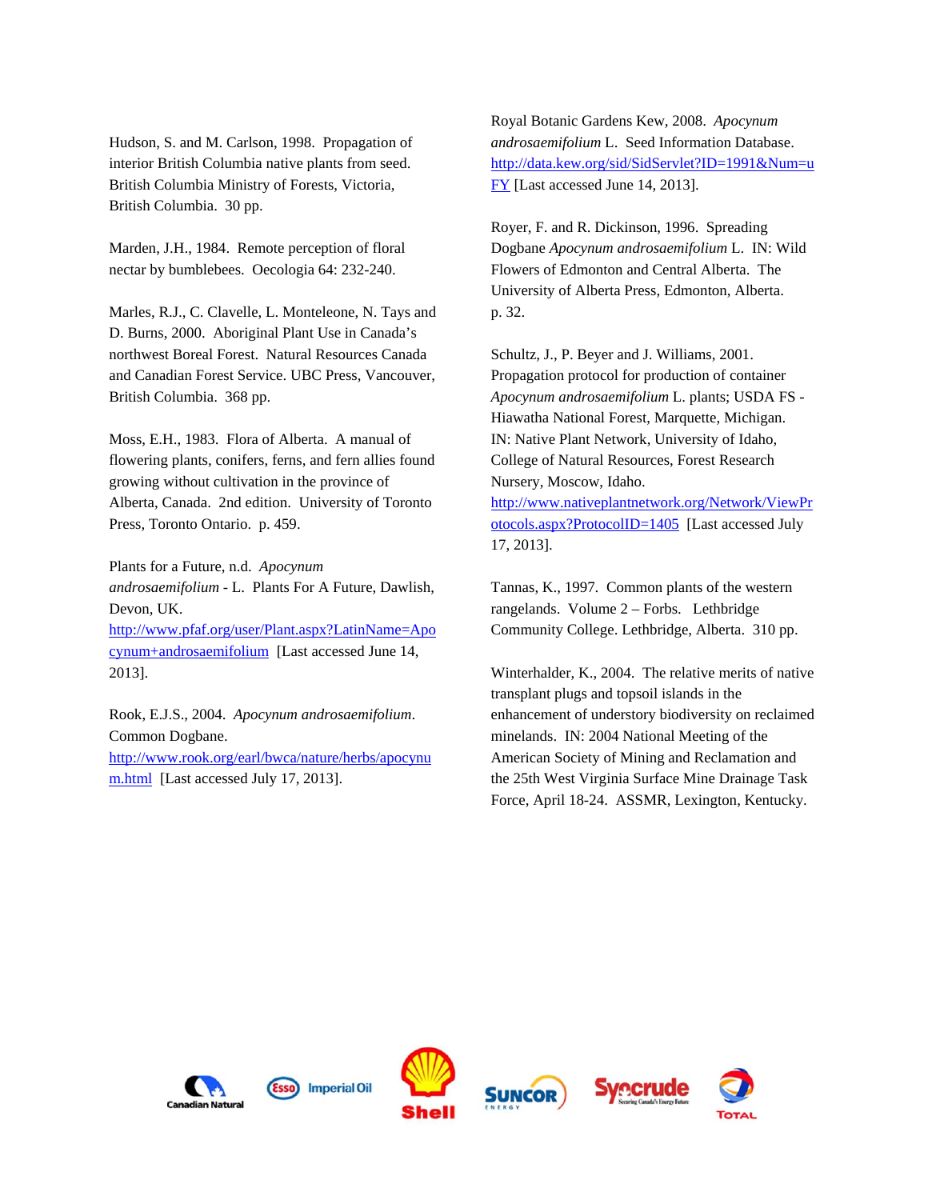Hudson, S. and M. Carlson, 1998. Propagation of interior British Columbia native plants from seed. British Columbia Ministry of Forests, Victoria, British Columbia. 30 pp.

Marden, J.H., 1984. Remote perception of floral nectar by bumblebees. Oecologia 64: 232-240.

Marles, R.J., C. Clavelle, L. Monteleone, N. Tays and D. Burns, 2000. Aboriginal Plant Use in Canada's northwest Boreal Forest. Natural Resources Canada and Canadian Forest Service. UBC Press, Vancouver, British Columbia. 368 pp.

Moss, E.H., 1983. Flora of Alberta. A manual of flowering plants, conifers, ferns, and fern allies found growing without cultivation in the province of Alberta, Canada. 2nd edition. University of Toronto Press, Toronto Ontario. p. 459.

Plants for a Future, n.d. *Apocynum androsaemifolium* - L. Plants For A Future, Dawlish, Devon, UK. http://www.pfaf.org/user/Plant.aspx?LatinName=Apocynum+androsaemifolium [Last accessed June 14, 2013].

Rook, E.J.S., 2004. *Apocynum androsaemifolium*. Common Dogbane. http://www.rook.org/earl/bwca/nature/herbs/apocynum.html [Last accessed July 17, 2013].

Royal Botanic Gardens Kew, 2008. *Apocynum androsaemifolium* L. Seed Information Database. http://data.kew.org/sid/SidServlet?ID=1991&Num=uFY [Last accessed June 14, 2013].

Royer, F. and R. Dickinson, 1996. Spreading Dogbane *Apocynum androsaemifolium* L. IN: Wild Flowers of Edmonton and Central Alberta. The University of Alberta Press, Edmonton, Alberta. p. 32.

Schultz, J., P. Beyer and J. Williams, 2001. Propagation protocol for production of container *Apocynum androsaemifolium* L. plants; USDA FS - Hiawatha National Forest, Marquette, Michigan. IN: Native Plant Network, University of Idaho, College of Natural Resources, Forest Research Nursery, Moscow, Idaho. http://www.nativeplantnetwork.org/Network/ViewProtocols.aspx?ProtocolID=1405 [Last accessed July 17, 2013].

Tannas, K., 1997. Common plants of the western rangelands. Volume 2 – Forbs. Lethbridge Community College. Lethbridge, Alberta. 310 pp.

Winterhalder, K., 2004. The relative merits of native transplant plugs and topsoil islands in the enhancement of understory biodiversity on reclaimed minelands. IN: 2004 National Meeting of the American Society of Mining and Reclamation and the 25th West Virginia Surface Mine Drainage Task Force, April 18-24. ASSMR, Lexington, Kentucky.